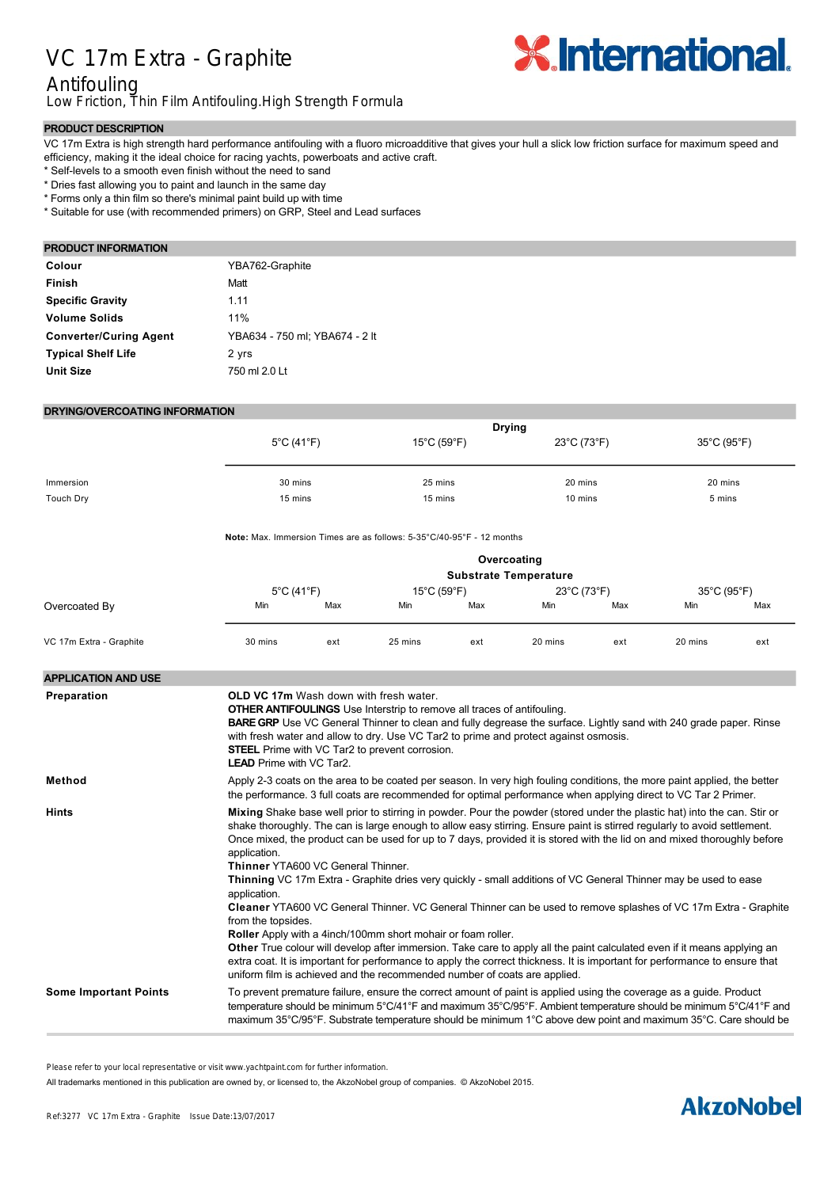# VC 17m Extra - Graphite

## Antifouling

Low Friction, Thin Film Antifouling.High Strength Formula

## PRODUCT DESCRIPTION

VC 17m Extra is high strength hard performance antifouling with a fluoro microadditive that gives your hull a slick low friction surface for maximum speed and efficiency, making it the ideal choice for racing yachts, powerboats and active craft.

* Self-levels to a smooth even finish without the need to sand
* Dries fast allowing you to paint and launch in the same day
* Forms only a thin film so there's minimal paint build up with time
* Suitable for use (with recommended primers) on GRP, Steel and Lead surfaces

## PRODUCT INFORMATION

| | |
|---|---|
| **Colour** | YBA762-Graphite |
| **Finish** | Matt |
| **Specific Gravity** | 1.11 |
| **Volume Solids** | 11% |
| **Converter/Curing Agent** | YBA634 - 750 ml; YBA674 - 2 lt |
| **Typical Shelf Life** | 2 yrs |
| **Unit Size** | 750 ml 2.0 Lt |

## DRYING/OVERCOATING INFORMATION

| | Drying | | | |
|---|---|---|---|---|
| | 5°C (41°F) | 15°C (59°F) | 23°C (73°F) | 35°C (95°F) |
| Immersion | 30 mins | 25 mins | 20 mins | 20 mins |
| Touch Dry | 15 mins | 15 mins | 10 mins | 5 mins |

**Note:** Max. Immersion Times are as follows: 5-35°C/40-95°F - 12 months

| | Overcoating Substrate Temperature | | | | | | | |
|---|---|---|---|---|---|---|---|---|
| | 5°C (41°F) | | 15°C (59°F) | | 23°C (73°F) | | 35°C (95°F) | |
| Overcoated By | Min | Max | Min | Max | Min | Max | Min | Max |
| VC 17m Extra - Graphite | 30 mins | ext | 25 mins | ext | 20 mins | ext | 20 mins | ext |

## APPLICATION AND USE

**Preparation**

**OLD VC 17m** Wash down with fresh water.
**OTHER ANTIFOULINGS** Use Interstrip to remove all traces of antifouling.
**BARE GRP** Use VC General Thinner to clean and fully degrease the surface. Lightly sand with 240 grade paper. Rinse with fresh water and allow to dry. Use VC Tar2 to prime and protect against osmosis.
**STEEL** Prime with VC Tar2 to prevent corrosion.
**LEAD** Prime with VC Tar2.

**Method**

Apply 2-3 coats on the area to be coated per season. In very high fouling conditions, the more paint applied, the better the performance. 3 full coats are recommended for optimal performance when applying direct to VC Tar 2 Primer.

**Hints**

**Mixing** Shake base well prior to stirring in powder. Pour the powder (stored under the plastic hat) into the can. Stir or shake thoroughly. The can is large enough to allow easy stirring. Ensure paint is stirred regularly to avoid settlement. Once mixed, the product can be used for up to 7 days, provided it is stored with the lid on and mixed thoroughly before application.
**Thinner** YTA600 VC General Thinner.
**Thinning** VC 17m Extra - Graphite dries very quickly - small additions of VC General Thinner may be used to ease application.
**Cleaner** YTA600 VC General Thinner. VC General Thinner can be used to remove splashes of VC 17m Extra - Graphite from the topsides.
**Roller** Apply with a 4inch/100mm short mohair or foam roller.
**Other** True colour will develop after immersion. Take care to apply all the paint calculated even if it means applying an extra coat. It is important for performance to apply the correct thickness. It is important for performance to ensure that uniform film is achieved and the recommended number of coats are applied.

**Some Important Points**

To prevent premature failure, ensure the correct amount of paint is applied using the coverage as a guide. Product temperature should be minimum 5°C/41°F and maximum 35°C/95°F. Ambient temperature should be minimum 5°C/41°F and maximum 35°C/95°F. Substrate temperature should be minimum 1°C above dew point and maximum 35°C. Care should be

Please refer to your local representative or visit www.yachtpaint.com for further information.

All trademarks mentioned in this publication are owned by, or licensed to, the AkzoNobel group of companies. © AkzoNobel 2015.

Ref:3277 VC 17m Extra - Graphite Issue Date:13/07/2017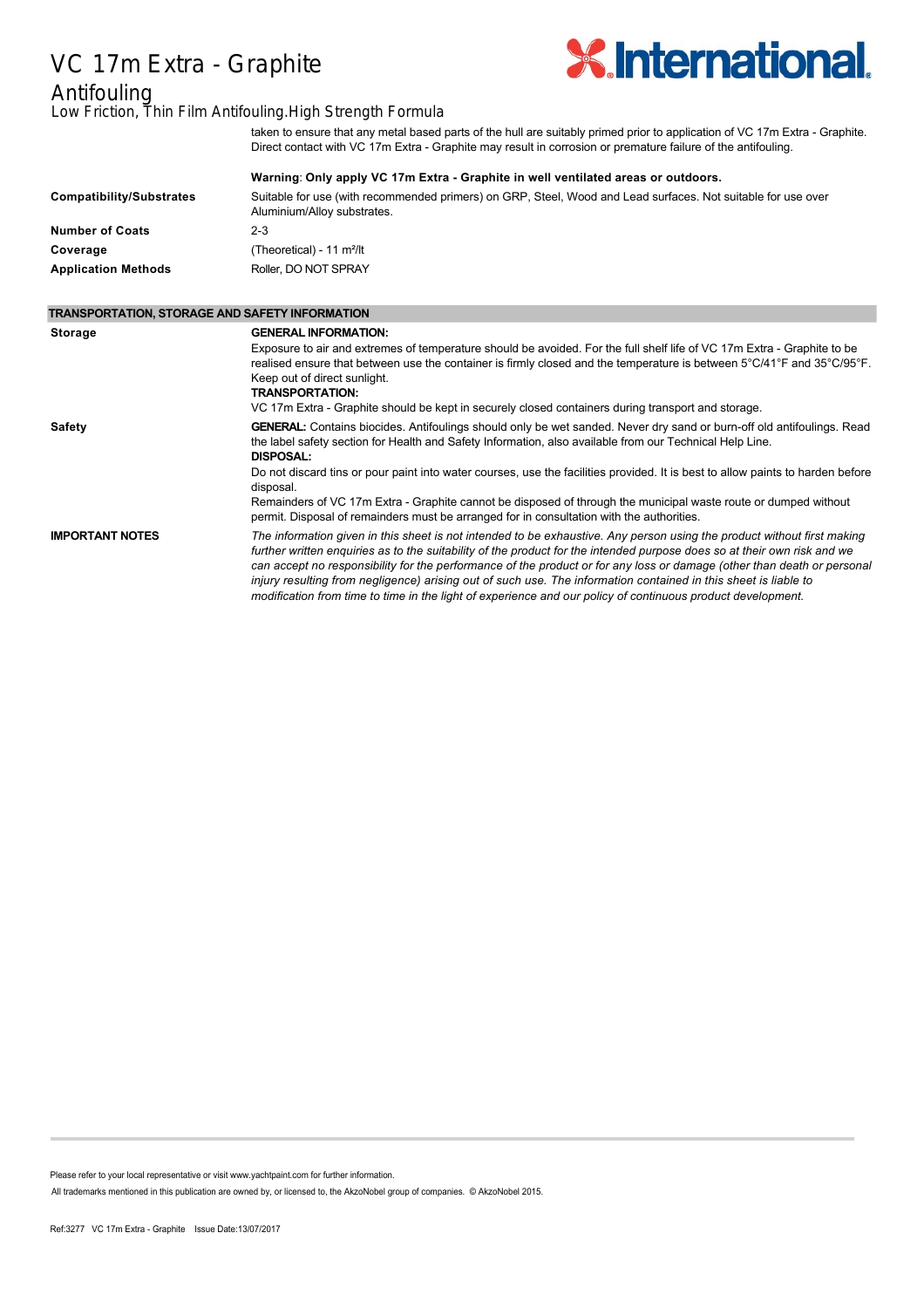taken to ensure that any metal based parts of the hull are suitably primed prior to application of VC 17m Extra - Graphite. Direct contact with VC 17m Extra - Graphite may result in corrosion or premature failure of the antifouling.

**Warning**: **Only apply VC 17m Extra - Graphite in well ventilated areas or outdoors.**

| | |
|---|---|
| **Compatibility/Substrates** | Suitable for use (with recommended primers) on GRP, Steel, Wood and Lead surfaces. Not suitable for use over Aluminium/Alloy substrates. |
| **Number of Coats** | 2-3 |
| **Coverage** | (Theoretical) - 11 m²/lt |
| **Application Methods** | Roller, DO NOT SPRAY |

## TRANSPORTATION, STORAGE AND SAFETY INFORMATION

**Storage**

**GENERAL INFORMATION:**

Exposure to air and extremes of temperature should be avoided. For the full shelf life of VC 17m Extra - Graphite to be realised ensure that between use the container is firmly closed and the temperature is between 5°C/41°F and 35°C/95°F. Keep out of direct sunlight.

**TRANSPORTATION:**

VC 17m Extra - Graphite should be kept in securely closed containers during transport and storage.

**Safety**

**GENERAL:** Contains biocides. Antifoulings should only be wet sanded. Never dry sand or burn-off old antifoulings. Read the label safety section for Health and Safety Information, also available from our Technical Help Line.

**DISPOSAL:**

Do not discard tins or pour paint into water courses, use the facilities provided. It is best to allow paints to harden before disposal.

Remainders of VC 17m Extra - Graphite cannot be disposed of through the municipal waste route or dumped without permit. Disposal of remainders must be arranged for in consultation with the authorities.

**IMPORTANT NOTES**

*The information given in this sheet is not intended to be exhaustive. Any person using the product without first making further written enquiries as to the suitability of the product for the intended purpose does so at their own risk and we can accept no responsibility for the performance of the product or for any loss or damage (other than death or personal injury resulting from negligence) arising out of such use. The information contained in this sheet is liable to modification from time to time in the light of experience and our policy of continuous product development.*

Please refer to your local representative or visit www.yachtpaint.com for further information.

All trademarks mentioned in this publication are owned by, or licensed to, the AkzoNobel group of companies. © AkzoNobel 2015.

Ref:3277 VC 17m Extra - Graphite Issue Date:13/07/2017